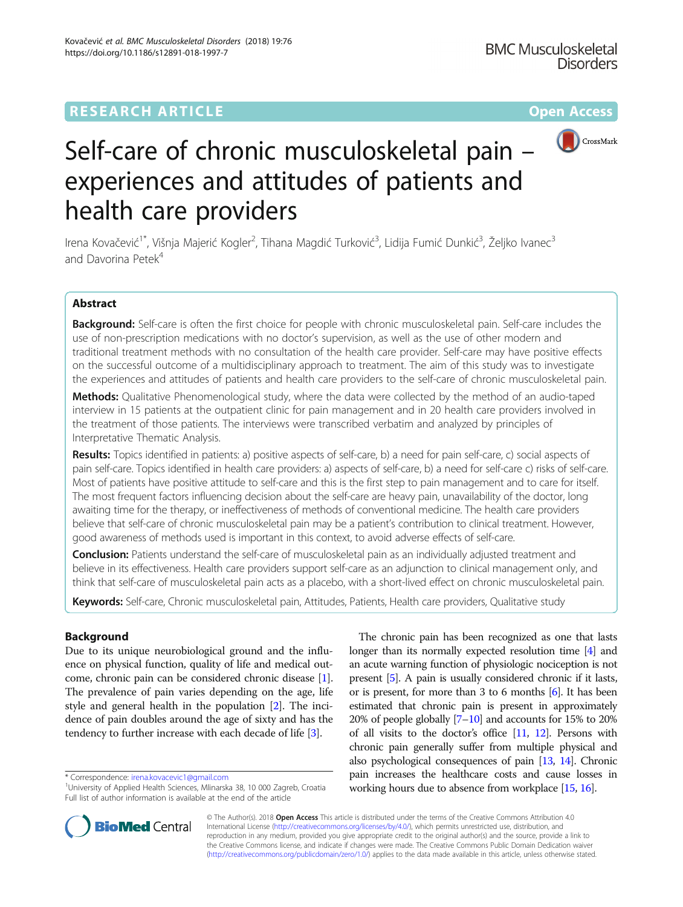RESEARCH ARTICLE

Open Access

# Self-care of chronic musculoskeletal pain – experiences and attitudes of patients and health care providers

Irena Kovačević[1*], Višnja Majerić Kogler[2], Tihana Magdić Turković[3], Lidija Fumić Dunkić[3], Željko Ivanec[3] and Davorina Petek[4]

## Abstract

**Background:** Self-care is often the first choice for people with chronic musculoskeletal pain. Self-care includes the use of non-prescription medications with no doctor's supervision, as well as the use of other modern and traditional treatment methods with no consultation of the health care provider. Self-care may have positive effects on the successful outcome of a multidisciplinary approach to treatment. The aim of this study was to investigate the experiences and attitudes of patients and health care providers to the self-care of chronic musculoskeletal pain.

**Methods:** Qualitative Phenomenological study, where the data were collected by the method of an audio-taped interview in 15 patients at the outpatient clinic for pain management and in 20 health care providers involved in the treatment of those patients. The interviews were transcribed verbatim and analyzed by principles of Interpretative Thematic Analysis.

**Results:** Topics identified in patients: a) positive aspects of self-care, b) a need for pain self-care, c) social aspects of pain self-care. Topics identified in health care providers: a) aspects of self-care, b) a need for self-care c) risks of self-care. Most of patients have positive attitude to self-care and this is the first step to pain management and to care for itself. The most frequent factors influencing decision about the self-care are heavy pain, unavailability of the doctor, long awaiting time for the therapy, or ineffectiveness of methods of conventional medicine. The health care providers believe that self-care of chronic musculoskeletal pain may be a patient's contribution to clinical treatment. However, good awareness of methods used is important in this context, to avoid adverse effects of self-care.

**Conclusion:** Patients understand the self-care of musculoskeletal pain as an individually adjusted treatment and believe in its effectiveness. Health care providers support self-care as an adjunction to clinical management only, and think that self-care of musculoskeletal pain acts as a placebo, with a short-lived effect on chronic musculoskeletal pain.

**Keywords:** Self-care, Chronic musculoskeletal pain, Attitudes, Patients, Health care providers, Qualitative study

## Background

Due to its unique neurobiological ground and the influence on physical function, quality of life and medical outcome, chronic pain can be considered chronic disease [1]. The prevalence of pain varies depending on the age, life style and general health in the population [2]. The incidence of pain doubles around the age of sixty and has the tendency to further increase with each decade of life [3].

The chronic pain has been recognized as one that lasts longer than its normally expected resolution time [4] and an acute warning function of physiologic nociception is not present [5]. A pain is usually considered chronic if it lasts, or is present, for more than 3 to 6 months [6]. It has been estimated that chronic pain is present in approximately 20% of people globally [7–10] and accounts for 15% to 20% of all visits to the doctor's office [11, 12]. Persons with chronic pain generally suffer from multiple physical and also psychological consequences of pain [13, 14]. Chronic pain increases the healthcare costs and cause losses in working hours due to absence from workplace [15, 16].

* Correspondence: irena.kovacevic1@gmail.com
[1]University of Applied Health Sciences, Mlinarska 38, 10 000 Zagreb, Croatia
Full list of author information is available at the end of the article

© The Author(s). 2018 **Open Access** This article is distributed under the terms of the Creative Commons Attribution 4.0 International License (http://creativecommons.org/licenses/by/4.0/), which permits unrestricted use, distribution, and reproduction in any medium, provided you give appropriate credit to the original author(s) and the source, provide a link to the Creative Commons license, and indicate if changes were made. The Creative Commons Public Domain Dedication waiver (http://creativecommons.org/publicdomain/zero/1.0/) applies to the data made available in this article, unless otherwise stated.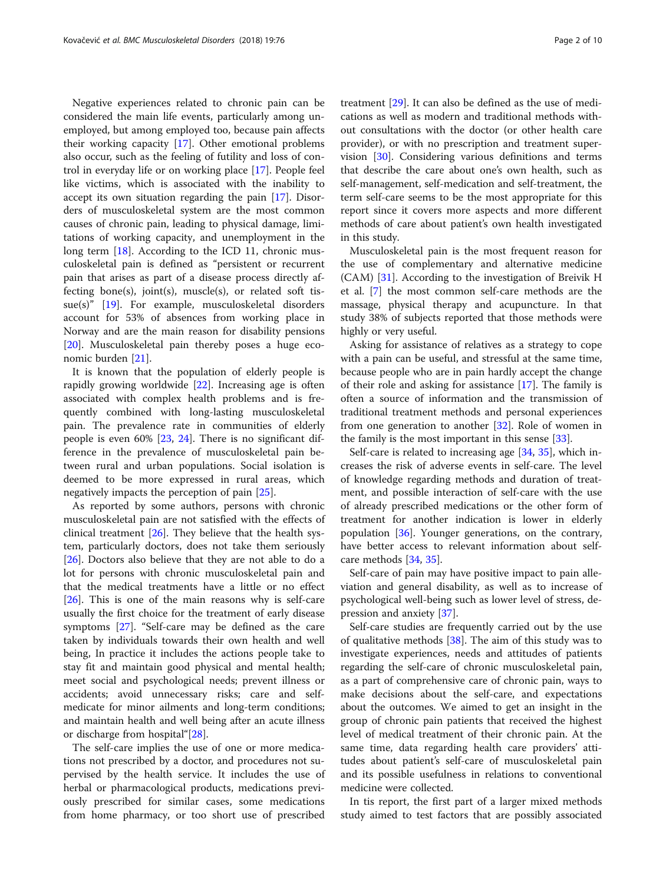Negative experiences related to chronic pain can be considered the main life events, particularly among unemployed, but among employed too, because pain affects their working capacity [17]. Other emotional problems also occur, such as the feeling of futility and loss of control in everyday life or on working place [17]. People feel like victims, which is associated with the inability to accept its own situation regarding the pain [17]. Disorders of musculoskeletal system are the most common causes of chronic pain, leading to physical damage, limitations of working capacity, and unemployment in the long term [18]. According to the ICD 11, chronic musculoskeletal pain is defined as "persistent or recurrent pain that arises as part of a disease process directly affecting bone(s), joint(s), muscle(s), or related soft tissue(s)" [19]. For example, musculoskeletal disorders account for 53% of absences from working place in Norway and are the main reason for disability pensions [20]. Musculoskeletal pain thereby poses a huge economic burden [21].

It is known that the population of elderly people is rapidly growing worldwide [22]. Increasing age is often associated with complex health problems and is frequently combined with long-lasting musculoskeletal pain. The prevalence rate in communities of elderly people is even 60% [23, 24]. There is no significant difference in the prevalence of musculoskeletal pain between rural and urban populations. Social isolation is deemed to be more expressed in rural areas, which negatively impacts the perception of pain [25].

As reported by some authors, persons with chronic musculoskeletal pain are not satisfied with the effects of clinical treatment [26]. They believe that the health system, particularly doctors, does not take them seriously [26]. Doctors also believe that they are not able to do a lot for persons with chronic musculoskeletal pain and that the medical treatments have a little or no effect [26]. This is one of the main reasons why is self-care usually the first choice for the treatment of early disease symptoms [27]. "Self-care may be defined as the care taken by individuals towards their own health and well being, In practice it includes the actions people take to stay fit and maintain good physical and mental health; meet social and psychological needs; prevent illness or accidents; avoid unnecessary risks; care and self-medicate for minor ailments and long-term conditions; and maintain health and well being after an acute illness or discharge from hospital"[28].

The self-care implies the use of one or more medications not prescribed by a doctor, and procedures not supervised by the health service. It includes the use of herbal or pharmacological products, medications previously prescribed for similar cases, some medications from home pharmacy, or too short use of prescribed treatment [29]. It can also be defined as the use of medications as well as modern and traditional methods without consultations with the doctor (or other health care provider), or with no prescription and treatment supervision [30]. Considering various definitions and terms that describe the care about one's own health, such as self-management, self-medication and self-treatment, the term self-care seems to be the most appropriate for this report since it covers more aspects and more different methods of care about patient's own health investigated in this study.

Musculoskeletal pain is the most frequent reason for the use of complementary and alternative medicine (CAM) [31]. According to the investigation of Breivik H et al. [7] the most common self-care methods are the massage, physical therapy and acupuncture. In that study 38% of subjects reported that those methods were highly or very useful.

Asking for assistance of relatives as a strategy to cope with a pain can be useful, and stressful at the same time, because people who are in pain hardly accept the change of their role and asking for assistance [17]. The family is often a source of information and the transmission of traditional treatment methods and personal experiences from one generation to another [32]. Role of women in the family is the most important in this sense [33].

Self-care is related to increasing age [34, 35], which increases the risk of adverse events in self-care. The level of knowledge regarding methods and duration of treatment, and possible interaction of self-care with the use of already prescribed medications or the other form of treatment for another indication is lower in elderly population [36]. Younger generations, on the contrary, have better access to relevant information about self-care methods [34, 35].

Self-care of pain may have positive impact to pain alleviation and general disability, as well as to increase of psychological well-being such as lower level of stress, depression and anxiety [37].

Self-care studies are frequently carried out by the use of qualitative methods [38]. The aim of this study was to investigate experiences, needs and attitudes of patients regarding the self-care of chronic musculoskeletal pain, as a part of comprehensive care of chronic pain, ways to make decisions about the self-care, and expectations about the outcomes. We aimed to get an insight in the group of chronic pain patients that received the highest level of medical treatment of their chronic pain. At the same time, data regarding health care providers' attitudes about patient's self-care of musculoskeletal pain and its possible usefulness in relations to conventional medicine were collected.

In tis report, the first part of a larger mixed methods study aimed to test factors that are possibly associated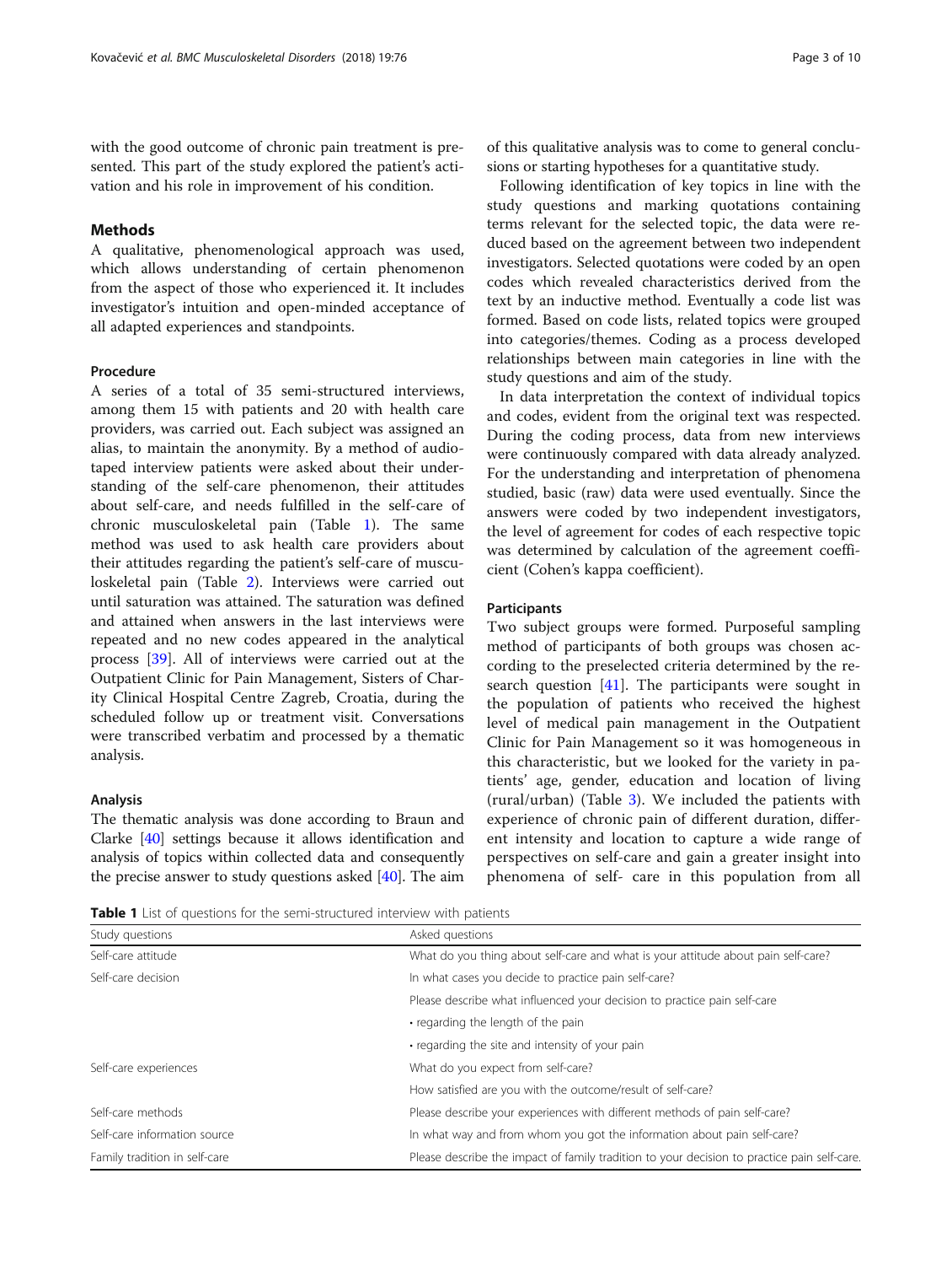with the good outcome of chronic pain treatment is presented. This part of the study explored the patient's activation and his role in improvement of his condition.

## Methods

A qualitative, phenomenological approach was used, which allows understanding of certain phenomenon from the aspect of those who experienced it. It includes investigator's intuition and open-minded acceptance of all adapted experiences and standpoints.

### Procedure

A series of a total of 35 semi-structured interviews, among them 15 with patients and 20 with health care providers, was carried out. Each subject was assigned an alias, to maintain the anonymity. By a method of audio-taped interview patients were asked about their understanding of the self-care phenomenon, their attitudes about self-care, and needs fulfilled in the self-care of chronic musculoskeletal pain (Table 1). The same method was used to ask health care providers about their attitudes regarding the patient's self-care of musculoskeletal pain (Table 2). Interviews were carried out until saturation was attained. The saturation was defined and attained when answers in the last interviews were repeated and no new codes appeared in the analytical process [39]. All of interviews were carried out at the Outpatient Clinic for Pain Management, Sisters of Charity Clinical Hospital Centre Zagreb, Croatia, during the scheduled follow up or treatment visit. Conversations were transcribed verbatim and processed by a thematic analysis.

### Analysis

The thematic analysis was done according to Braun and Clarke [40] settings because it allows identification and analysis of topics within collected data and consequently the precise answer to study questions asked [40]. The aim of this qualitative analysis was to come to general conclusions or starting hypotheses for a quantitative study.

Following identification of key topics in line with the study questions and marking quotations containing terms relevant for the selected topic, the data were reduced based on the agreement between two independent investigators. Selected quotations were coded by an open codes which revealed characteristics derived from the text by an inductive method. Eventually a code list was formed. Based on code lists, related topics were grouped into categories/themes. Coding as a process developed relationships between main categories in line with the study questions and aim of the study.

In data interpretation the context of individual topics and codes, evident from the original text was respected. During the coding process, data from new interviews were continuously compared with data already analyzed. For the understanding and interpretation of phenomena studied, basic (raw) data were used eventually. Since the answers were coded by two independent investigators, the level of agreement for codes of each respective topic was determined by calculation of the agreement coefficient (Cohen's kappa coefficient).

### Participants

Two subject groups were formed. Purposeful sampling method of participants of both groups was chosen according to the preselected criteria determined by the research question [41]. The participants were sought in the population of patients who received the highest level of medical pain management in the Outpatient Clinic for Pain Management so it was homogeneous in this characteristic, but we looked for the variety in patients' age, gender, education and location of living (rural/urban) (Table 3). We included the patients with experience of chronic pain of different duration, different intensity and location to capture a wide range of perspectives on self-care and gain a greater insight into phenomena of self- care in this population from all

**Table 1** List of questions for the semi-structured interview with patients

| Study questions | Asked questions |
| --- | --- |
| Self-care attitude | What do you thing about self-care and what is your attitude about pain self-care? |
| Self-care decision | In what cases you decide to practice pain self-care? |
| | Please describe what influenced your decision to practice pain self-care |
| | • regarding the length of the pain |
| | • regarding the site and intensity of your pain |
| Self-care experiences | What do you expect from self-care? |
| | How satisfied are you with the outcome/result of self-care? |
| Self-care methods | Please describe your experiences with different methods of pain self-care? |
| Self-care information source | In what way and from whom you got the information about pain self-care? |
| Family tradition in self-care | Please describe the impact of family tradition to your decision to practice pain self-care. |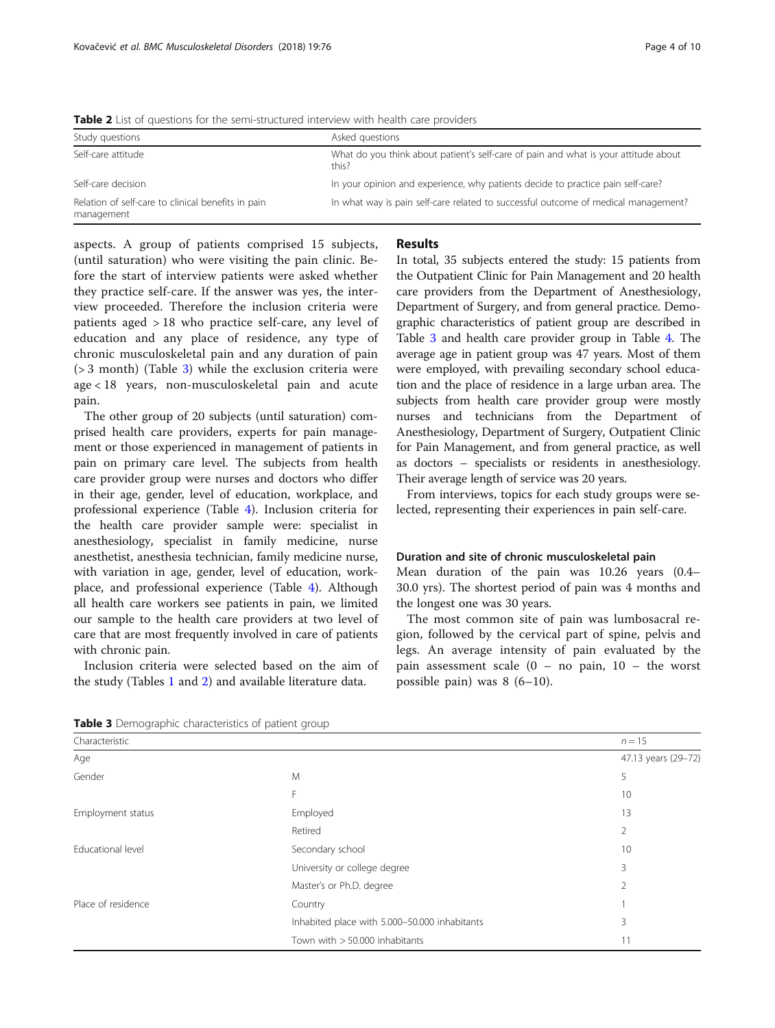**Table 2** List of questions for the semi-structured interview with health care providers

| Study questions | Asked questions |
| --- | --- |
| Self-care attitude | What do you think about patient's self-care of pain and what is your attitude about this? |
| Self-care decision | In your opinion and experience, why patients decide to practice pain self-care? |
| Relation of self-care to clinical benefits in pain management | In what way is pain self-care related to successful outcome of medical management? |

aspects. A group of patients comprised 15 subjects, (until saturation) who were visiting the pain clinic. Before the start of interview patients were asked whether they practice self-care. If the answer was yes, the interview proceeded. Therefore the inclusion criteria were patients aged > 18 who practice self-care, any level of education and any place of residence, any type of chronic musculoskeletal pain and any duration of pain (> 3 month) (Table 3) while the exclusion criteria were age < 18 years, non-musculoskeletal pain and acute pain.

The other group of 20 subjects (until saturation) comprised health care providers, experts for pain management or those experienced in management of patients in pain on primary care level. The subjects from health care provider group were nurses and doctors who differ in their age, gender, level of education, workplace, and professional experience (Table 4). Inclusion criteria for the health care provider sample were: specialist in anesthesiology, specialist in family medicine, nurse anesthetist, anesthesia technician, family medicine nurse, with variation in age, gender, level of education, workplace, and professional experience (Table 4). Although all health care workers see patients in pain, we limited our sample to the health care providers at two level of care that are most frequently involved in care of patients with chronic pain.

Inclusion criteria were selected based on the aim of the study (Tables 1 and 2) and available literature data.

## Results

In total, 35 subjects entered the study: 15 patients from the Outpatient Clinic for Pain Management and 20 health care providers from the Department of Anesthesiology, Department of Surgery, and from general practice. Demographic characteristics of patient group are described in Table 3 and health care provider group in Table 4. The average age in patient group was 47 years. Most of them were employed, with prevailing secondary school education and the place of residence in a large urban area. The subjects from health care provider group were mostly nurses and technicians from the Department of Anesthesiology, Department of Surgery, Outpatient Clinic for Pain Management, and from general practice, as well as doctors – specialists or residents in anesthesiology. Their average length of service was 20 years.

From interviews, topics for each study groups were selected, representing their experiences in pain self-care.

### Duration and site of chronic musculoskeletal pain

Mean duration of the pain was 10.26 years (0.4–30.0 yrs). The shortest period of pain was 4 months and the longest one was 30 years.

The most common site of pain was lumbosacral region, followed by the cervical part of spine, pelvis and legs. An average intensity of pain evaluated by the pain assessment scale (0 – no pain, 10 – the worst possible pain) was 8 (6–10).

**Table 3** Demographic characteristics of patient group

| Characteristic | | $n = 15$ |
| --- | --- | --- |
| Age | | 47.13 years (29–72) |
| Gender | M | 5 |
| | F | 10 |
| Employment status | Employed | 13 |
| | Retired | 2 |
| Educational level | Secondary school | 10 |
| | University or college degree | 3 |
| | Master's or Ph.D. degree | 2 |
| Place of residence | Country | 1 |
| | Inhabited place with 5.000–50.000 inhabitants | 3 |
| | Town with > 50.000 inhabitants | 11 |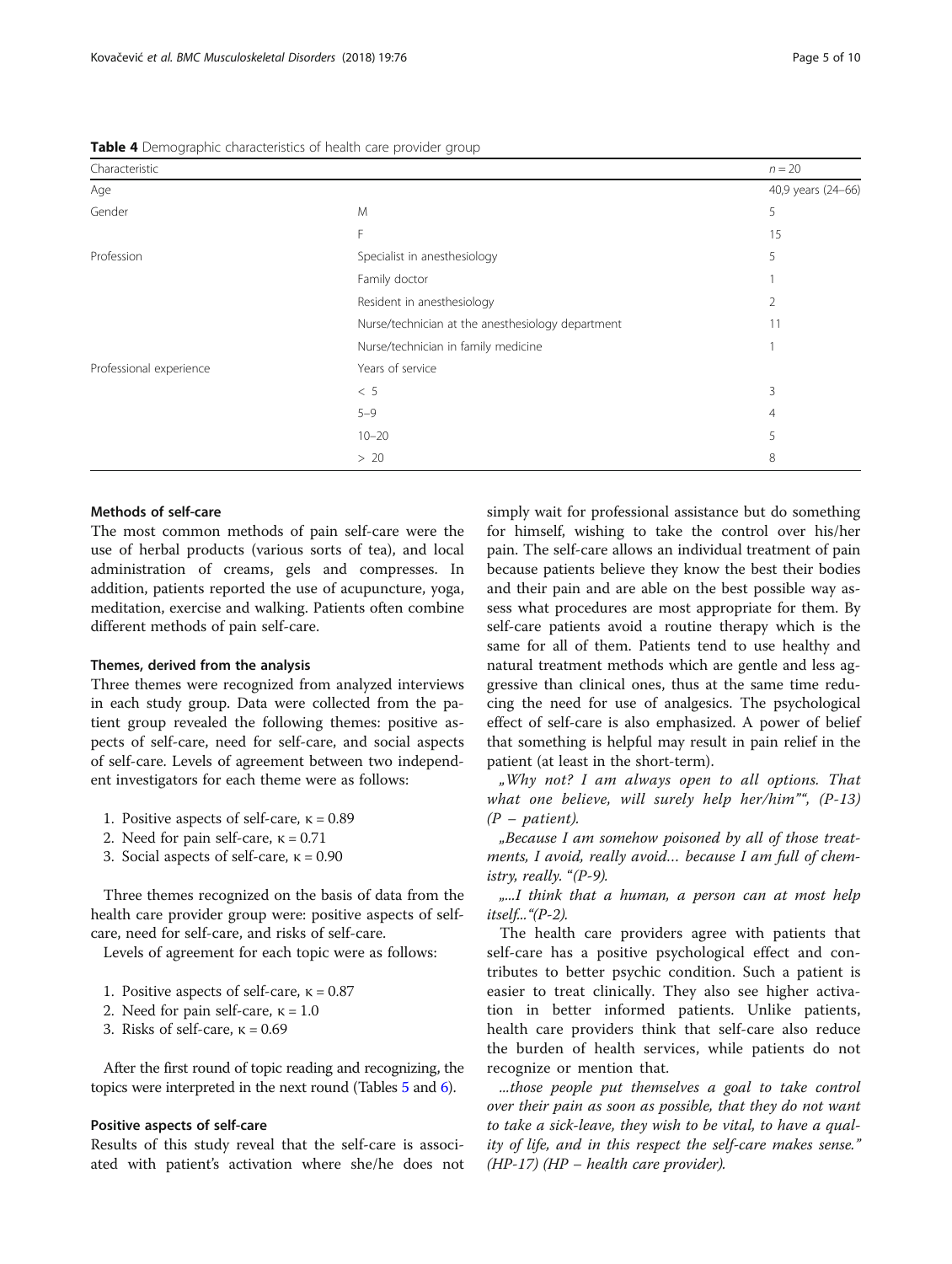**Table 4** Demographic characteristics of health care provider group

| Characteristic | | $n = 20$ |
|---|---|---|
| Age | | 40,9 years (24–66) |
| Gender | M | 5 |
| | F | 15 |
| Profession | Specialist in anesthesiology | 5 |
| | Family doctor | 1 |
| | Resident in anesthesiology | 2 |
| | Nurse/technician at the anesthesiology department | 11 |
| | Nurse/technician in family medicine | 1 |
| Professional experience | Years of service | |
| | < 5 | 3 |
| | 5–9 | 4 |
| | 10–20 | 5 |
| | > 20 | 8 |

### Methods of self-care

The most common methods of pain self-care were the use of herbal products (various sorts of tea), and local administration of creams, gels and compresses. In addition, patients reported the use of acupuncture, yoga, meditation, exercise and walking. Patients often combine different methods of pain self-care.

### Themes, derived from the analysis

Three themes were recognized from analyzed interviews in each study group. Data were collected from the patient group revealed the following themes: positive aspects of self-care, need for self-care, and social aspects of self-care. Levels of agreement between two independent investigators for each theme were as follows:

1. Positive aspects of self-care, $\kappa = 0.89$
2. Need for pain self-care, $\kappa = 0.71$
3. Social aspects of self-care, $\kappa = 0.90$

Three themes recognized on the basis of data from the health care provider group were: positive aspects of self-care, need for self-care, and risks of self-care.

Levels of agreement for each topic were as follows:

1. Positive aspects of self-care, $\kappa = 0.87$
2. Need for pain self-care, $\kappa = 1.0$
3. Risks of self-care, $\kappa = 0.69$

After the first round of topic reading and recognizing, the topics were interpreted in the next round (Tables 5 and 6).

### Positive aspects of self-care

Results of this study reveal that the self-care is associated with patient's activation where she/he does not simply wait for professional assistance but do something for himself, wishing to take the control over his/her pain. The self-care allows an individual treatment of pain because patients believe they know the best their bodies and their pain and are able on the best possible way assess what procedures are most appropriate for them. By self-care patients avoid a routine therapy which is the same for all of them. Patients tend to use healthy and natural treatment methods which are gentle and less aggressive than clinical ones, thus at the same time reducing the need for use of analgesics. The psychological effect of self-care is also emphasized. A power of belief that something is helpful may result in pain relief in the patient (at least in the short-term).

*„Why not? I am always open to all options. That what one believe, will surely help her/him"", (P-13) (P – patient).*

*„Because I am somehow poisoned by all of those treatments, I avoid, really avoid… because I am full of chemistry, really. "(P-9).*

*„...I think that a human, a person can at most help itself..."(P-2).*

The health care providers agree with patients that self-care has a positive psychic effect and contributes to better psychic condition. Such a patient is easier to treat clinically. They also see higher activation in better informed patients. Unlike patients, health care providers think that self-care also reduce the burden of health services, while patients do not recognize or mention that.

*...those people put themselves a goal to take control over their pain as soon as possible, that they do not want to take a sick-leave, they wish to be vital, to have a quality of life, and in this respect the self-care makes sense." (HP-17) (HP – health care provider).*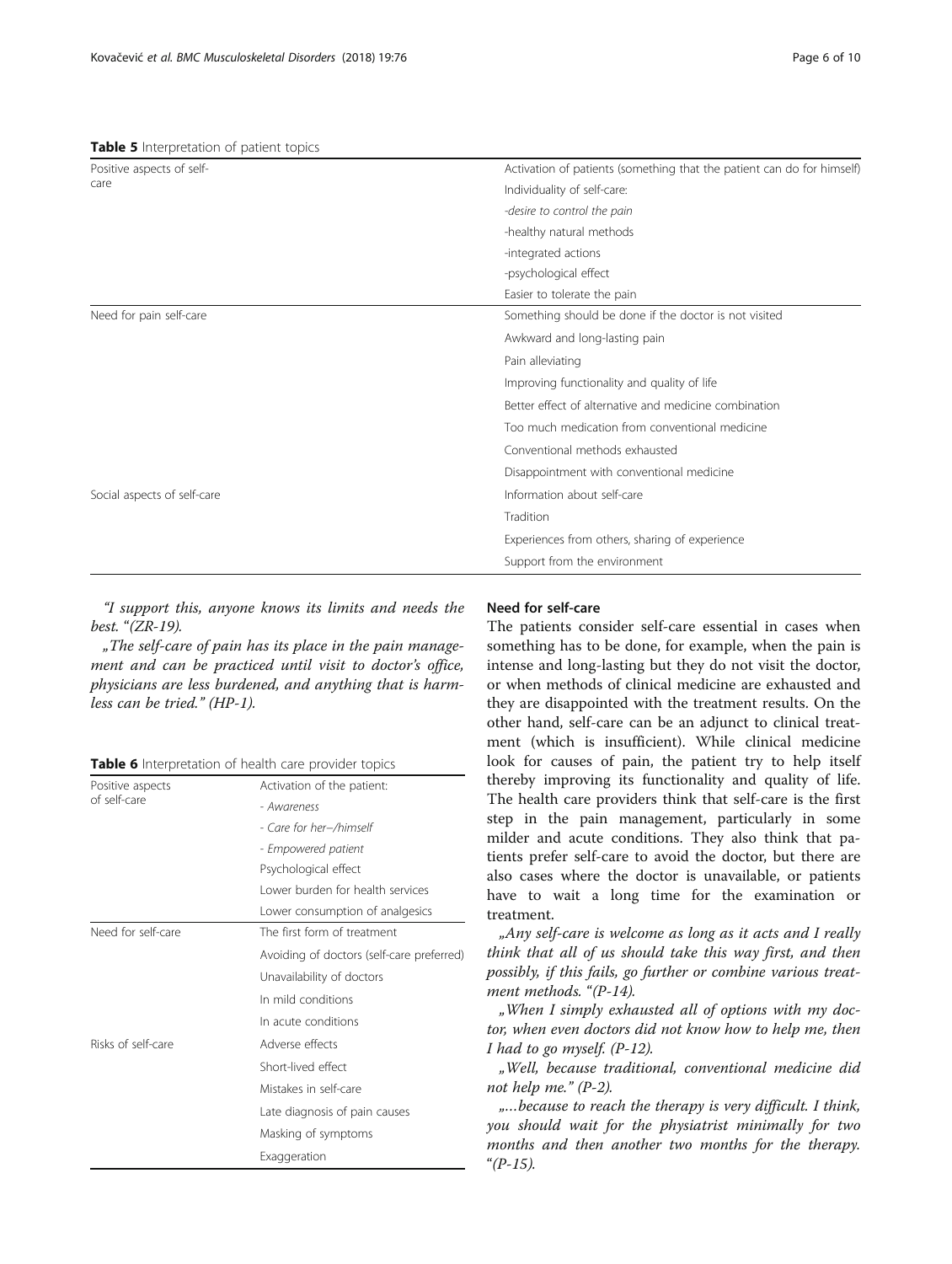**Table 5** Interpretation of patient topics

| | |
|---|---|
| Positive aspects of self-care | Activation of patients (something that the patient can do for himself) |
| | Individuality of self-care: |
| | *-desire to control the pain* |
| | -healthy natural methods |
| | -integrated actions |
| | -psychological effect |
| | Easier to tolerate the pain |
| Need for pain self-care | Something should be done if the doctor is not visited |
| | Awkward and long-lasting pain |
| | Pain alleviating |
| | Improving functionality and quality of life |
| | Better effect of alternative and medicine combination |
| | Too much medication from conventional medicine |
| | Conventional methods exhausted |
| | Disappointment with conventional medicine |
| Social aspects of self-care | Information about self-care |
| | Tradition |
| | Experiences from others, sharing of experience |
| | Support from the environment |

*"I support this, anyone knows its limits and needs the best. "(ZR-19).*

*„The self-care of pain has its place in the pain management and can be practiced until visit to doctor's office, physicians are less burdened, and anything that is harmless can be tried." (HP-1).*

**Table 6** Interpretation of health care provider topics

| | |
|---|---|
| Positive aspects of self-care | Activation of the patient: |
| | *- Awareness* |
| | *- Care for her–/himself* |
| | *- Empowered patient* |
| | Psychological effect |
| | Lower burden for health services |
| | Lower consumption of analgesics |
| Need for self-care | The first form of treatment |
| | Avoiding of doctors (self-care preferred) |
| | Unavailabilty of doctors |
| | In mild conditions |
| | In acute conditions |
| Risks of self-care | Adverse effects |
| | Short-lived effect |
| | Mistakes in self-care |
| | Late diagnosis of pain causes |
| | Masking of symptoms |
| | Exaggeration |

### Need for self-care

The patients consider self-care essential in cases when something has to be done, for example, when the pain is intense and long-lasting but they do not visit the doctor, or when methods of clinical medicine are exhausted and they are disappointed with the treatment results. On the other hand, self-care can be an adjunct to clinical treatment (which is insufficient). While clinical medicine look for causes of pain, the patient try to help itself thereby improving its functionality and quality of life. The health care providers think that self-care is the first step in the pain management, particularly in some milder and acute conditions. They also think that patients prefer self-care to avoid the doctor, but there are also cases where the doctor is unavailable, or patients have to wait a long time for the examination or treatment.

*„Any self-care is welcome as long as it acts and I really think that all of us should take this way first, and then possibly, if this fails, go further or combine various treatment methods. "(P-14).*

*„When I simply exhausted all of options with my doctor, when even doctors did not know how to help me, then I had to go myself. (P-12).*

*„Well, because traditional, conventional medicine did not help me." (P-2).*

*„…because to reach the therapy is very difficult. I think, you should wait for the physiatrist minimally for two months and then another two months for the therapy. "(P-15).*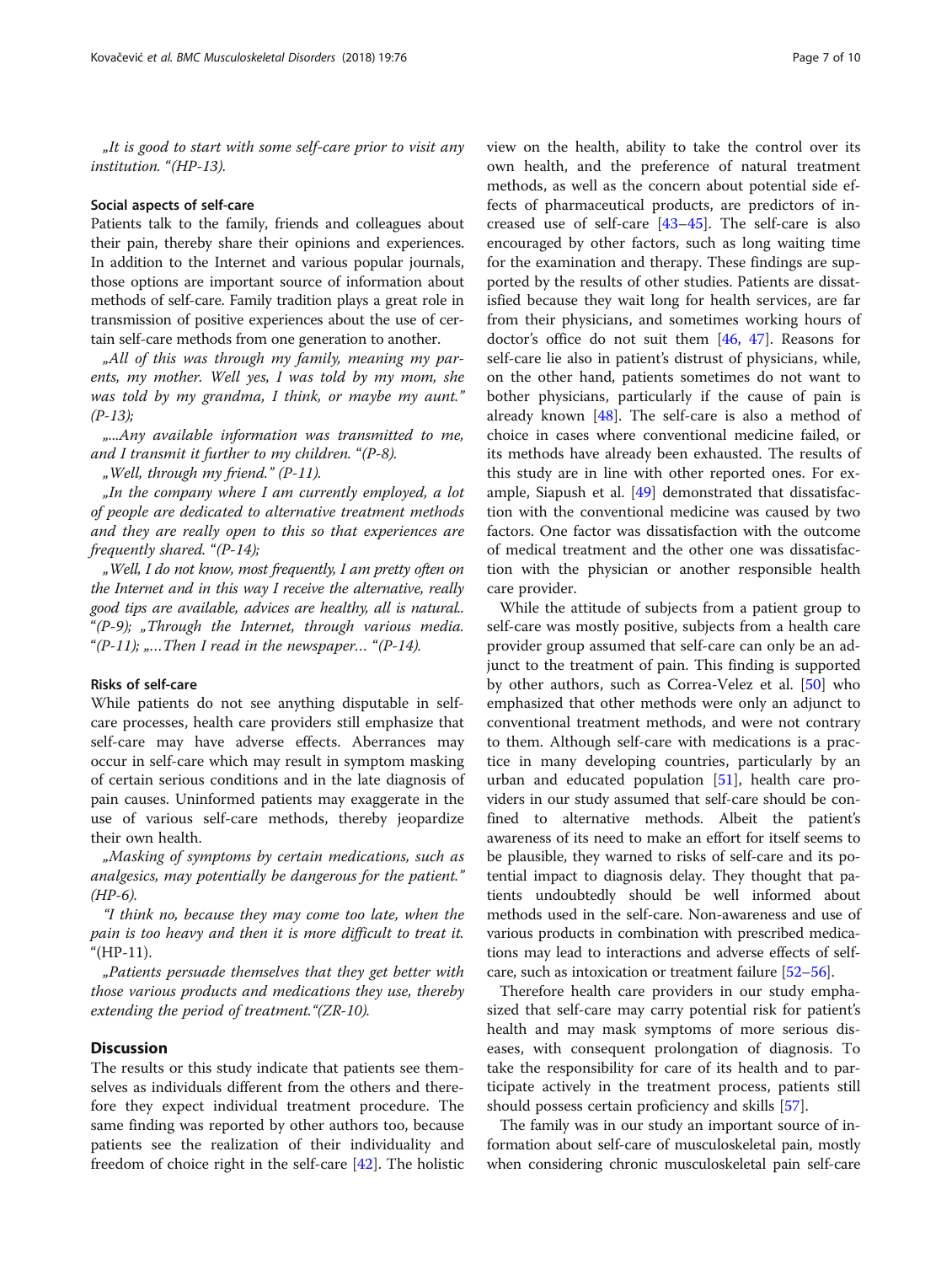„It is good to start with some self-care prior to visit any institution. "(HP-13).

### Social aspects of self-care

Patients talk to the family, friends and colleagues about their pain, thereby share their opinions and experiences. In addition to the Internet and various popular journals, those options are important source of information about methods of self-care. Family tradition plays a great role in transmission of positive experiences about the use of certain self-care methods from one generation to another.

„All of this was through my family, meaning my parents, my mother. Well yes, I was told by my mom, she was told by my grandma, I think, or maybe my aunt." (P-13);

„...Any available information was transmitted to me, and I transmit it further to my children. "(P-8).

„Well, through my friend." (P-11).

„In the company where I am currently employed, a lot of people are dedicated to alternative treatment methods and they are really open to this so that experiences are frequently shared. "(P-14);

„Well, I do not know, most frequently, I am pretty often on the Internet and in this way I receive the alternative, really good tips are available, advices are healthy, all is natural.. "(P-9); „Through the Internet, through various media. "(P-11); „…Then I read in the newspaper… "(P-14).

### Risks of self-care

While patients do not see anything disputable in self-care processes, health care providers still emphasize that self-care may have adverse effects. Aberrances may occur in self-care which may result in symptom masking of certain serious conditions and in the late diagnosis of pain causes. Uninformed patients may exaggerate in the use of various self-care methods, thereby jeopardize their own health.

„Masking of symptoms by certain medications, such as analgesics, may potentially be dangerous for the patient." (HP-6).

"I think no, because they may come too late, when the pain is too heavy and then it is more difficult to treat it. "(HP-11).

„Patients persuade themselves that they get better with those various products and medications they use, thereby extending the period of treatment."(ZR-10).

## Discussion

The results or this study indicate that patients see themselves as individuals different from the others and therefore they expect individual treatment procedure. The same finding was reported by other authors too, because patients see the realization of their individuality and freedom of choice right in the self-care [42]. The holistic view on the health, ability to take the control over its own health, and the preference of natural treatment methods, as well as the concern about potential side effects of pharmaceutical products, are predictors of increased use of self-care [43–45]. The self-care is also encouraged by other factors, such as long waiting time for the examination and therapy. These findings are supported by the results of other studies. Patients are dissatisfied because they wait long for health services, are far from their physicians, and sometimes working hours of doctor's office do not suit them [46, 47]. Reasons for self-care lie also in patient's distrust of physicians, while, on the other hand, patients sometimes do not want to bother physicians, particularly if the cause of pain is already known [48]. The self-care is also a method of choice in cases where conventional medicine failed, or its methods have already been exhausted. The results of this study are in line with other reported ones. For example, Siapush et al. [49] demonstrated that dissatisfaction with the conventional medicine was caused by two factors. One factor was dissatisfaction with the outcome of medical treatment and the other one was dissatisfaction with the physician or another responsible health care provider.

While the attitude of subjects from a patient group to self-care was mostly positive, subjects from a health care provider group assumed that self-care can only be an adjunct to the treatment of pain. This finding is supported by other authors, such as Correa-Velez et al. [50] who emphasized that other methods were only an adjunct to conventional treatment methods, and were not contrary to them. Although self-care with medications is a practice in many developing countries, particularly by an urban and educated population [51], health care providers in our study assumed that self-care should be confined to alternative methods. Albeit the patient's awareness of its need to make an effort for itself seems to be plausible, they warned to risks of self-care and its potential impact to diagnosis delay. They thought that patients undoubtedly should be well informed about methods used in the self-care. Non-awareness and use of various products in combination with prescribed medications may lead to interactions and adverse effects of self-care, such as intoxication or treatment failure [52–56].

Therefore health care providers in our study emphasized that self-care may carry potential risk for patient's health and may mask symptoms of more serious diseases, with consequent prolongation of diagnosis. To take the responsibility for care of its health and to participate actively in the treatment process, patients still should possess certain proficiency and skills [57].

The family was in our study an important source of information about self-care of musculoskeletal pain, mostly when considering chronic musculoskeletal pain self-care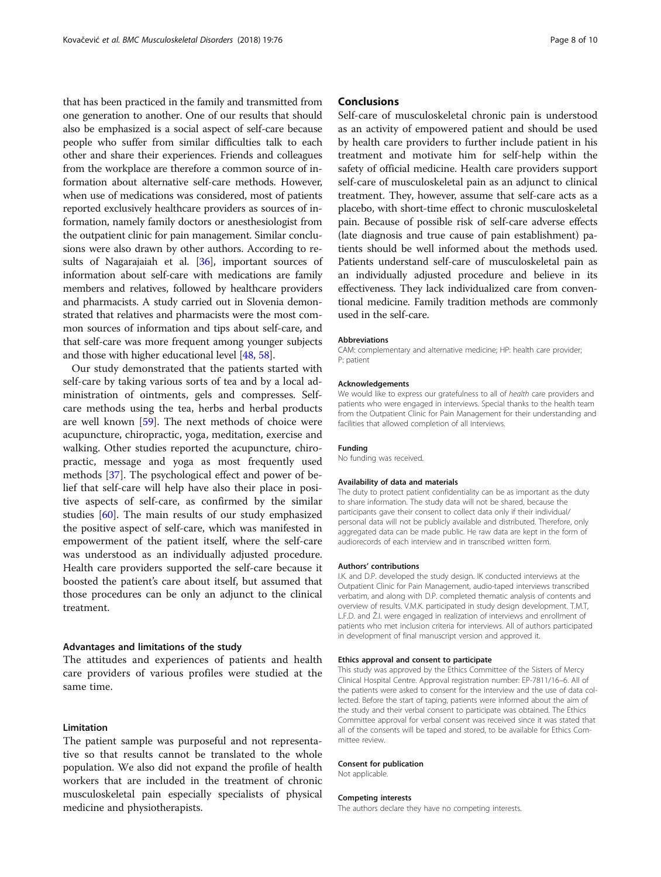that has been practiced in the family and transmitted from one generation to another. One of our results that should also be emphasized is a social aspect of self-care because people who suffer from similar difficulties talk to each other and share their experiences. Friends and colleagues from the workplace are therefore a common source of information about alternative self-care methods. However, when use of medications was considered, most of patients reported exclusively healthcare providers as sources of information, namely family doctors or anesthesiologist from the outpatient clinic for pain management. Similar conclusions were also drawn by other authors. According to results of Nagarajaiah et al. [36], important sources of information about self-care with medications are family members and relatives, followed by healthcare providers and pharmacists. A study carried out in Slovenia demonstrated that relatives and pharmacists were the most common sources of information and tips about self-care, and that self-care was more frequent among younger subjects and those with higher educational level [48, 58].

Our study demonstrated that the patients started with self-care by taking various sorts of tea and by a local administration of ointments, gels and compresses. Self-care methods using the tea, herbs and herbal products are well known [59]. The next methods of choice were acupuncture, chiropractic, yoga, meditation, exercise and walking. Other studies reported the acupuncture, chiropractic, message and yoga as most frequently used methods [37]. The psychological effect and power of belief that self-care will help have also their place in positive aspects of self-care, as confirmed by the similar studies [60]. The main results of our study emphasized the positive aspect of self-care, which was manifested in empowerment of the patient itself, where the self-care was understood as an individually adjusted procedure. Health care providers supported the self-care because it boosted the patient's care about itself, but assumed that those procedures can be only an adjunct to the clinical treatment.

### Advantages and limitations of the study

The attitudes and experiences of patients and health care providers of various profiles were studied at the same time.

### Limitation

The patient sample was purposeful and not representative so that results cannot be translated to the whole population. We also did not expand the profile of health workers that are included in the treatment of chronic musculoskeletal pain especially specialists of physical medicine and physiotherapists.

## Conclusions

Self-care of musculoskeletal chronic pain is understood as an activity of empowered patient and should be used by health care providers to further include patient in his treatment and motivate him for self-help within the safety of official medicine. Health care providers support self-care of musculoskeletal pain as an adjunct to clinical treatment. They, however, assume that self-care acts as a placebo, with short-time effect to chronic musculoskeletal pain. Because of possible risk of self-care adverse effects (late diagnosis and true cause of pain establishment) patients should be well informed about the methods used. Patients understand self-care of musculoskeletal pain as an individually adjusted procedure and believe in its effectiveness. They lack individualized care from conventional medicine. Family tradition methods are commonly used in the self-care.

#### Abbreviations

CAM: complementary and alternative medicine; HP: health care provider; P: patient

#### Acknowledgements

We would like to express our gratefulness to all of *health* care providers and patients who were engaged in interviews. Special thanks to the health team from the Outpatient Clinic for Pain Management for their understanding and facilities that allowed completion of all interviews.

#### Funding

No funding was received.

#### Availability of data and materials

The duty to protect patient confidentiality can be as important as the duty to share information. The study data will not be shared, because the participants gave their consent to collect data only if their individual/personal data will not be publicly available and distributed. Therefore, only aggregated data can be made public. He raw data are kept in the form of audiorecords of each interview and in transcribed written form.

#### Authors' contributions

I.K. and D.P. developed the study design. IK conducted interviews at the Outpatient Clinic for Pain Management, audio-taped interviews transcribed verbatim, and along with D.P. completed thematic analysis of contents and overview of results. V.M.K. participated in study design development. T.M.T, L.F.D. and Ž.I. were engaged in realization of interviews and enrollment of patients who met inclusion criteria for interviews. All of authors participated in development of final manuscript version and approved it.

#### Ethics approval and consent to participate

This study was approved by the Ethics Committee of the Sisters of Mercy Clinical Hospital Centre. Approval registration number: EP-7811/16–6. All of the patients were asked to consent for the interview and the use of data collected. Before the start of taping, patients were informed about the aim of the study and their verbal consent to participate was obtained. The Ethics Committee approval for verbal consent was received since it was stated that all of the consents will be taped and stored, to be available for Ethics Committee review.

#### Consent for publication

Not applicable.

#### Competing interests

The authors declare they have no competing interests.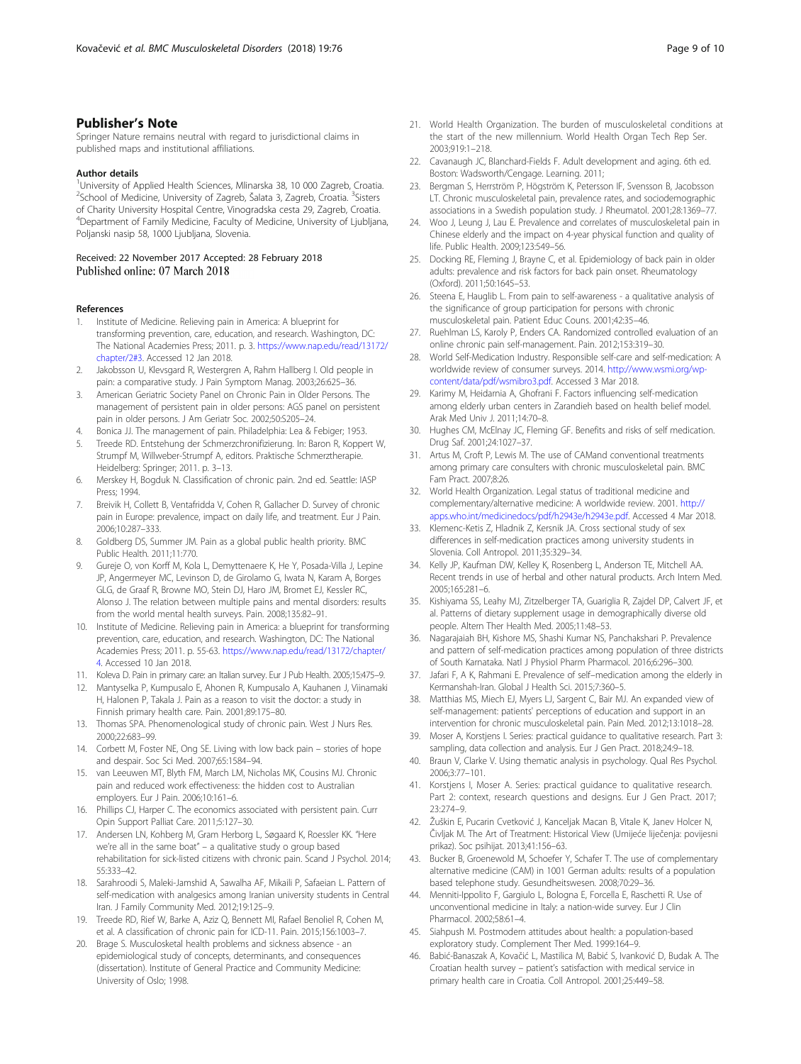## Publisher's Note

Springer Nature remains neutral with regard to jurisdictional claims in published maps and institutional affiliations.

### Author details

[1]University of Applied Health Sciences, Mlinarska 38, 10 000 Zagreb, Croatia. [2]School of Medicine, University of Zagreb, Šalata 3, Zagreb, Croatia. [3]Sisters of Charity University Hospital Centre, Vinogradska cesta 29, Zagreb, Croatia. [4]Department of Family Medicine, Faculty of Medicine, University of Ljubljana, Poljanski nasip 58, 1000 Ljubljana, Slovenia.

Received: 22 November 2017 Accepted: 28 February 2018
Published online: 07 March 2018

### References

1. Institute of Medicine. Relieving pain in America: A blueprint for transforming prevention, care, education, and research. Washington, DC: The National Academies Press; 2011. p. 3. https://www.nap.edu/read/13172/chapter/2#3. Accessed 12 Jan 2018.
2. Jakobsson U, Klevsgard R, Westergren A, Rahm Hallberg I. Old people in pain: a comparative study. J Pain Symptom Manag. 2003;26:625–36.
3. American Geriatric Society Panel on Chronic Pain in Older Persons. The management of persistent pain in older persons: AGS panel on persistent pain in older persons. J Am Geriatr Soc. 2002;50:S205–24.
4. Bonica JJ. The management of pain. Philadelphia: Lea & Febiger; 1953.
5. Treede RD. Entstehung der Schmerzchronifizierung. In: Baron R, Koppert W, Strumpf M, Willweber-Strumpf A, editors. Praktische Schmerztherapie. Heidelberg: Springer; 2011. p. 3–13.
6. Merskey H, Bogduk N. Classification of chronic pain. 2nd ed. Seattle: IASP Press; 1994.
7. Breivik H, Collett B, Ventafridda V, Cohen R, Gallacher D. Survey of chronic pain in Europe: prevalence, impact on daily life, and treatment. Eur J Pain. 2006;10:287–333.
8. Goldberg DS, Summer JM. Pain as a global public health priority. BMC Public Health. 2011;11:770.
9. Gureje O, von Korff M, Kola L, Demyttenaere K, He Y, Posada-Villa J, Lepine JP, Angermeyer MC, Levinson D, de Girolamo G, Iwata N, Karam A, Borges GLG, de Graaf R, Browne MO, Stein DJ, Haro JM, Bromet EJ, Kessler RC, Alonso J. The relation between multiple pains and mental disorders: results from the world mental health surveys. Pain. 2008;135:82–91.
10. Institute of Medicine. Relieving pain in America: a blueprint for transforming prevention, care, education, and research. Washington, DC: The National Academies Press; 2011. p. 55-63. https://www.nap.edu/read/13172/chapter/4. Accessed 10 Jan 2018.
11. Koleva D. Pain in primary care: an Italian survey. Eur J Pub Health. 2005;15:475–9.
12. Mantyselka P, Kumpusalo E, Ahonen R, Kumpusalo A, Kauhanen J, Viinamaki H, Halonen P, Takala J. Pain as a reason to visit the doctor: a study in Finnish primary health care. Pain. 2001;89:175–80.
13. Thomas SPA. Phenomenological study of chronic pain. West J Nurs Res. 2000;22:683–99.
14. Corbett M, Foster NE, Ong SE. Living with low back pain – stories of hope and despair. Soc Sci Med. 2007;65:1584–94.
15. van Leeuwen MT, Blyth FM, March LM, Nicholas MK, Cousins MJ. Chronic pain and reduced work effectiveness: the hidden cost to Australian employers. Eur J Pain. 2006;10:161–6.
16. Phillips CJ, Harper C. The economics associated with persistent pain. Curr Opin Support Palliat Care. 2011;5:127–30.
17. Andersen LN, Kohberg M, Gram Herborg L, Søgaard K, Roessler KK. "Here we're all in the same boat" – a qualitative study o group based rehabilitation for sick-listed citizens with chronic pain. Scand J Psychol. 2014; 55:333–42.
18. Sarahroodi S, Maleki-Jamshid A, Sawalha AF, Mikaili P, Safaeian L. Pattern of self-medication with analgesics among Iranian university students in Central Iran. J Family Community Med. 2012;19:125–9.
19. Treede RD, Rief W, Barke A, Aziz Q, Bennett MI, Rafael Benoliel R, Cohen M, et al. A classification of chronic pain for ICD-11. Pain. 2015;156:1003–7.
20. Brage S. Musculoskeletal health problems and sickness absence - an epidemiological study of concepts, determinants, and consequences (dissertation). Institute of General Practice and Community Medicine: University of Oslo; 1998.
21. World Health Organization. The burden of musculoskeletal conditions at the start of the new millennium. World Health Organ Tech Rep Ser. 2003;919:1–218.
22. Cavanaugh JC, Blanchard-Fields F. Adult development and aging. 6th ed. Boston: Wadsworth/Cengage. Learning. 2011;
23. Bergman S, Herrström P, Högström K, Petersson IF, Svensson B, Jacobsson LT. Chronic musculoskeletal pain, prevalence rates, and sociodemographic associations in a Swedish population study. J Rheumatol. 2001;28:1369–77.
24. Woo J, Leung J, Lau E. Prevalence and correlates of musculoskeletal pain in Chinese elderly and the impact on 4-year physical function and quality of life. Public Health. 2009;123:549–56.
25. Docking RE, Fleming J, Brayne C, et al. Epidemiology of back pain in older adults: prevalence and risk factors for back pain onset. Rheumatology (Oxford). 2011;50:1645–53.
26. Steena E, Hauglib L. From pain to self-awareness - a qualitative analysis of the significance of group participation for persons with chronic musculoskeletal pain. Patient Educ Couns. 2001;42:35–46.
27. Ruehlman LS, Karoly P, Enders CA. Randomized controlled evaluation of an online chronic pain self-management. Pain. 2012;153:319–30.
28. World Self-Medication Industry. Responsible self-care and self-medication: A worldwide review of consumer surveys. 2014. http://www.wsmi.org/wp-content/data/pdf/wsmibro3.pdf. Accessed 3 Mar 2018.
29. Karimy M, Heidarnia A, Ghofrani F. Factors influencing self-medication among elderly urban centers in Zarandieh based on health belief model. Arak Med Univ J. 2011;14:70–8.
30. Hughes CM, McElnay JC, Fleming GF. Benefits and risks of self medication. Drug Saf. 2001;24:1027–37.
31. Artus M, Croft P, Lewis M. The use of CAMand conventional treatments among primary care consulters with chronic musculoskeletal pain. BMC Fam Pract. 2007;8:26.
32. World Health Organization. Legal status of traditional medicine and complementary/alternative medicine: A worldwide review. 2001. http://apps.who.int/medicinedocs/pdf/h2943e/h2943e.pdf. Accessed 4 Mar 2018.
33. Klemenc-Ketis Z, Hladnik Z, Kersnik JA. Cross sectional study of sex differences in self-medication practices among university students in Slovenia. Coll Antropol. 2011;35:329–34.
34. Kelly JP, Kaufman DW, Kelley K, Rosenberg L, Anderson TE, Mitchell AA. Recent trends in use of herbal and other natural products. Arch Intern Med. 2005;165:281–6.
35. Kishiyama SS, Leahy MJ, Zitzelberger TA, Guariglia R, Zajdel DP, Calvert JF, et al. Patterns of dietary supplement usage in demographically diverse old people. Altern Ther Health Med. 2005;11:48–53.
36. Nagarajaiah BH, Kishore MS, Shashi Kumar NS, Panchakshari P. Prevalence and pattern of self-medication practices among population of three districts of South Karnataka. Natl J Physiol Pharm Pharmacol. 2016;6:296–300.
37. Jafari F, A K, Rahmani E. Prevalence of self–medication among the elderly in Kermanshah-Iran. Global J Health Sci. 2015;7:360–5.
38. Matthias MS, Miech EJ, Myers LJ, Sargent C, Bair MJ. An expanded view of self-management: patients' perceptions of education and support in an intervention for chronic musculoskeletal pain. Pain Med. 2012;13:1018–28.
39. Moser A, Korstjens I. Series: practical guidance to qualitative research. Part 3: sampling, data collection and analysis. Eur J Gen Pract. 2018;24:9–18.
40. Braun V, Clarke V. Using thematic analysis in psychology. Qual Res Psychol. 2006;3:77–101.
41. Korstjens I, Moser A. Series: practical guidance to qualitative research. Part 2: context, research questions and designs. Eur J Gen Pract. 2017; 23:274–9.
42. Žuškin E, Pucarin Cvetković J, Kanceljak Macan B, Vitale K, Janev Holcer N, Čivljak M. The Art of Treatment: Historical View (Umijeće liječenja: povijesni prikaz). Soc psihijat. 2013;41:156–63.
43. Bucker B, Groenewold M, Schoefer Y, Schafer T. The use of complementary alternative medicine (CAM) in 1001 German adults: results of a population based telephone study. Gesundheitswesen. 2008;70:29–36.
44. Menniti-Ippolito F, Gargiulo L, Bologna E, Forcella E, Raschetti R. Use of unconventional medicine in Italy: a nation-wide survey. Eur J Clin Pharmacol. 2002;58:61–4.
45. Siahpush M. Postmodern attitudes about health: a population-based exploratory study. Complement Ther Med. 1999:164–9.
46. Babić-Banaszak A, Kovačić L, Mastilica M, Babić S, Ivanković D, Budak A. The Croatian health survey – patient's satisfaction with medical service in primary health care in Croatia. Coll Antropol. 2001;25:449–58.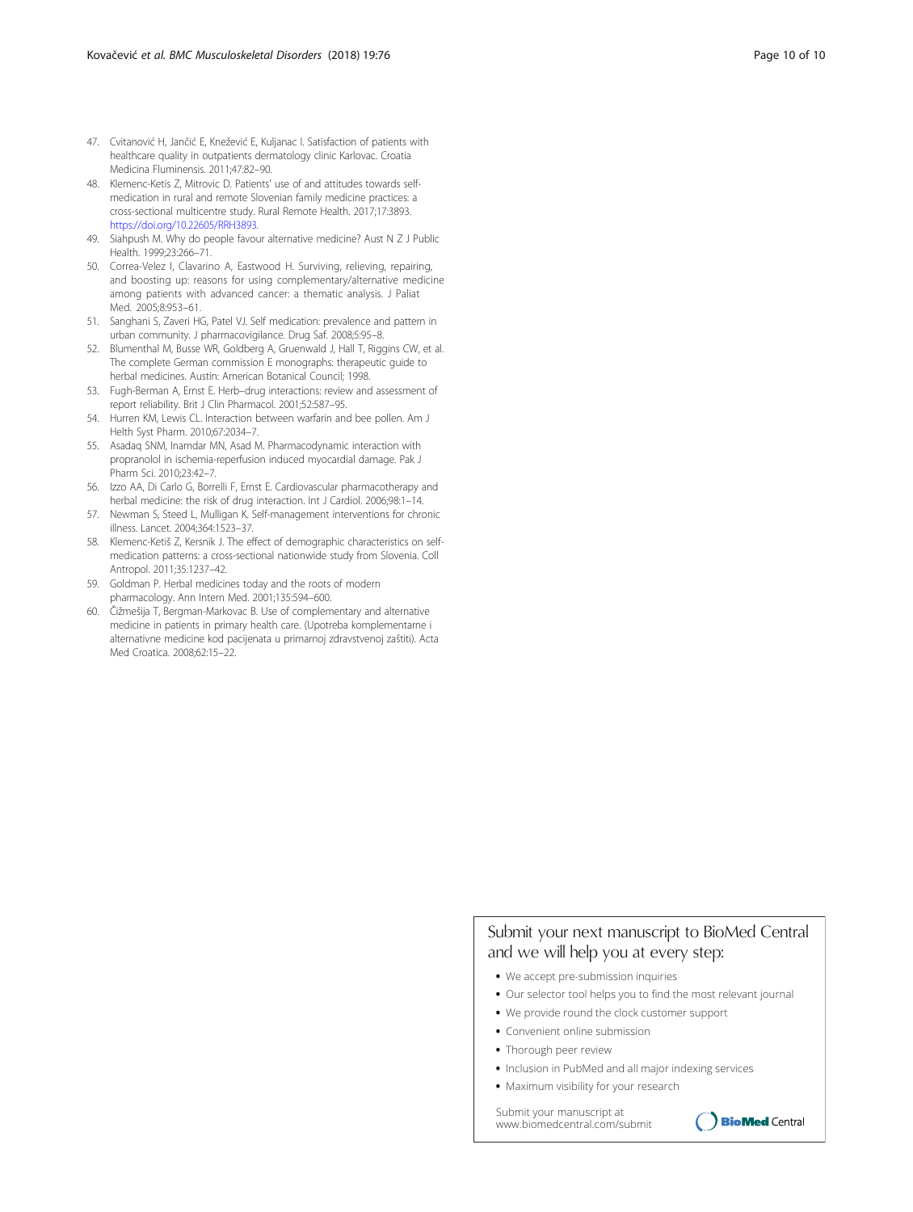47. Cvitanović H, Jančić E, Knežević E, Kuljanac I. Satisfaction of patients with healthcare quality in outpatients dermatology clinic Karlovac. Croatia Medicina Fluminensis. 2011;47:82–90.
48. Klemenc-Ketis Z, Mitrovic D. Patients' use of and attitudes towards self-medication in rural and remote Slovenian family medicine practices: a cross-sectional multicentre study. Rural Remote Health. 2017;17:3893. https://doi.org/10.22605/RRH3893.
49. Siahpush M. Why do people favour alternative medicine? Aust N Z J Public Health. 1999;23:266–71.
50. Correa-Velez I, Clavarino A, Eastwood H. Surviving, relieving, repairing, and boosting up: reasons for using complementary/alternative medicine among patients with advanced cancer: a thematic analysis. J Paliat Med. 2005;8:953–61.
51. Sanghani S, Zaveri HG, Patel VJ. Self medication: prevalence and pattern in urban community. J pharmacovigilance. Drug Saf. 2008;5:95–8.
52. Blumenthal M, Busse WR, Goldberg A, Gruenwald J, Hall T, Riggins CW, et al. The complete German commission E monographs: therapeutic guide to herbal medicines. Austin: American Botanical Council; 1998.
53. Fugh-Berman A, Ernst E. Herb–drug interactions: review and assessment of report reliability. Brit J Clin Pharmacol. 2001;52:587–95.
54. Hurren KM, Lewis CL. Interaction between warfarin and bee pollen. Am J Helth Syst Pharm. 2010;67:2034–7.
55. Asadaq SNM, Inamdar MN, Asad M. Pharmacodynamic interaction with propranolol in ischemia-reperfusion induced myocardial damage. Pak J Pharm Sci. 2010;23:42–7.
56. Izzo AA, Di Carlo G, Borrelli F, Ernst E. Cardiovascular pharmacotherapy and herbal medicine: the risk of drug interaction. Int J Cardiol. 2006;98:1–14.
57. Newman S, Steed L, Mulligan K. Self-management interventions for chronic illness. Lancet. 2004;364:1523–37.
58. Klemenc-Ketiš Z, Kersnik J. The effect of demographic characteristics on self-medication patterns: a cross-sectional nationwide study from Slovenia. Coll Antropol. 2011;35:1237–42.
59. Goldman P. Herbal medicines today and the roots of modern pharmacology. Ann Intern Med. 2001;135:594–600.
60. Čižmešija T, Bergman-Markovac B. Use of complementary and alternative medicine in patients in primary health care. (Upotreba komplementarne i alternativne medicine kod pacijenata u primarnoj zdravstvenoj zaštiti). Acta Med Croatica. 2008;62:15–22.

Submit your next manuscript to BioMed Central and we will help you at every step:

- We accept pre-submission inquiries
- Our selector tool helps you to find the most relevant journal
- We provide round the clock customer support
- Convenient online submission
- Thorough peer review
- Inclusion in PubMed and all major indexing services
- Maximum visibility for your research

Submit your manuscript at www.biomedcentral.com/submit

BioMed Central